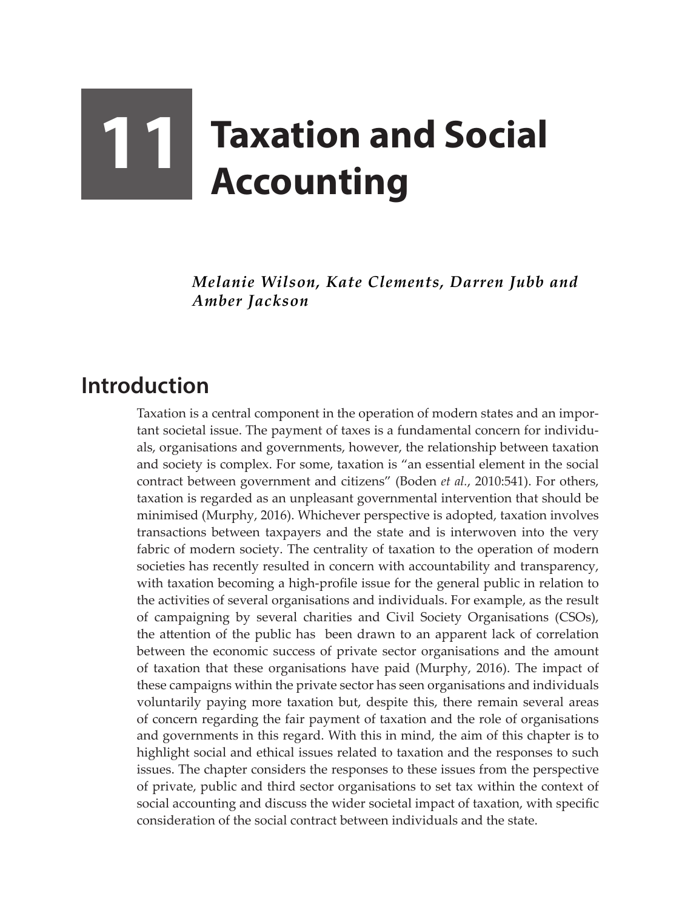# 11 Taxation and Social Accounting

*Melanie Wilson, Kate Clements, Darren Jubb and Amber Jackson*

## Introduction

Taxation is a central component in the operation of modern states and an important societal issue. The payment of taxes is a fundamental concern for individuals, organisations and governments, however, the relationship between taxation and society is complex. For some, taxation is "an essential element in the social contract between government and citizens" (Boden *et al.*, 2010:541). For others, taxation is regarded as an unpleasant governmental intervention that should be minimised (Murphy, 2016). Whichever perspective is adopted, taxation involves transactions between taxpayers and the state and is interwoven into the very fabric of modern society. The centrality of taxation to the operation of modern societies has recently resulted in concern with accountability and transparency, with taxation becoming a high-profile issue for the general public in relation to the activities of several organisations and individuals. For example, as the result of campaigning by several charities and Civil Society Organisations (CSOs), the attention of the public has been drawn to an apparent lack of correlation between the economic success of private sector organisations and the amount of taxation that these organisations have paid (Murphy, 2016). The impact of these campaigns within the private sector has seen organisations and individuals voluntarily paying more taxation but, despite this, there remain several areas of concern regarding the fair payment of taxation and the role of organisations and governments in this regard. With this in mind, the aim of this chapter is to highlight social and ethical issues related to taxation and the responses to such issues. The chapter considers the responses to these issues from the perspective of private, public and third sector organisations to set tax within the context of social accounting and discuss the wider societal impact of taxation, with specific consideration of the social contract between individuals and the state.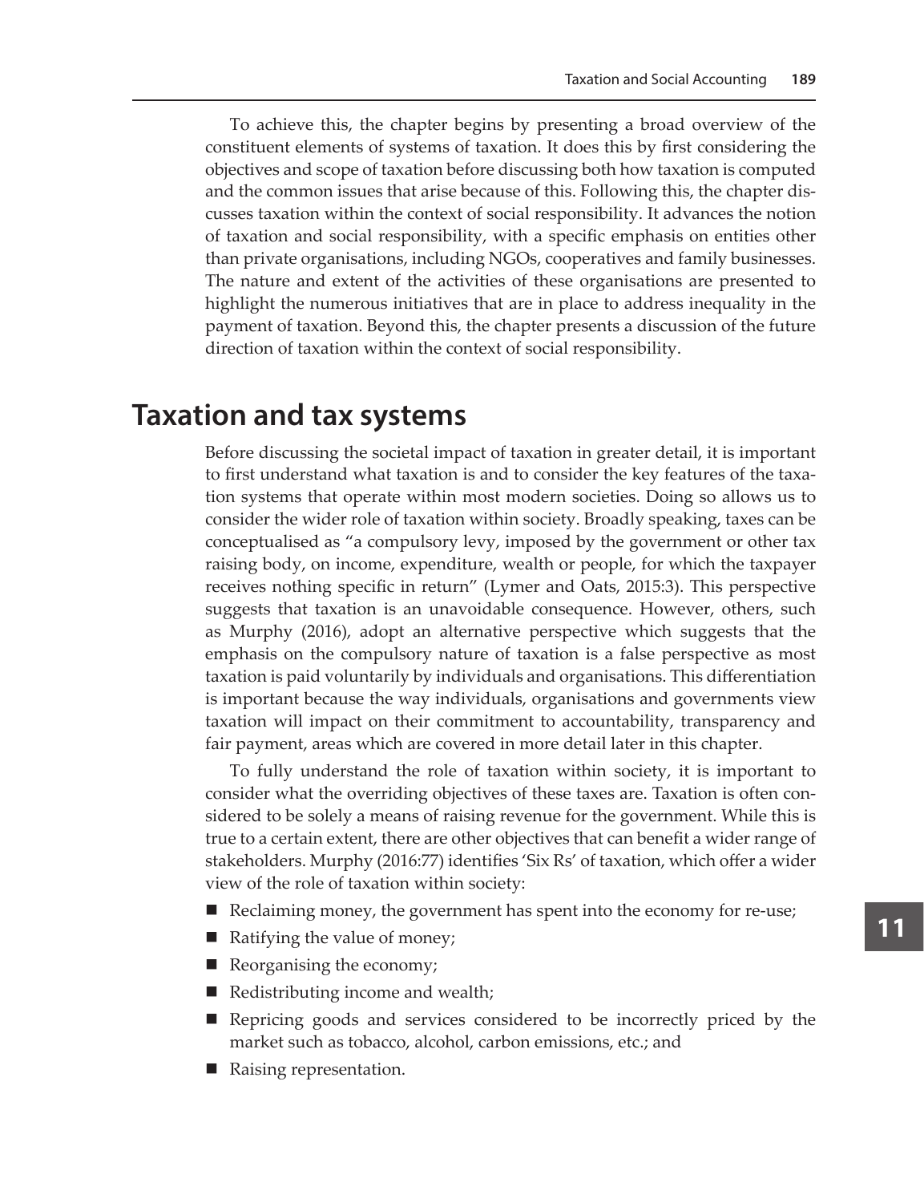To achieve this, the chapter begins by presenting a broad overview of the constituent elements of systems of taxation. It does this by first considering the objectives and scope of taxation before discussing both how taxation is computed and the common issues that arise because of this. Following this, the chapter discusses taxation within the context of social responsibility. It advances the notion of taxation and social responsibility, with a specific emphasis on entities other than private organisations, including NGOs, cooperatives and family businesses. The nature and extent of the activities of these organisations are presented to highlight the numerous initiatives that are in place to address inequality in the payment of taxation. Beyond this, the chapter presents a discussion of the future direction of taxation within the context of social responsibility.

## Taxation and tax systems

Before discussing the societal impact of taxation in greater detail, it is important to first understand what taxation is and to consider the key features of the taxation systems that operate within most modern societies. Doing so allows us to consider the wider role of taxation within society. Broadly speaking, taxes can be conceptualised as "a compulsory levy, imposed by the government or other tax raising body, on income, expenditure, wealth or people, for which the taxpayer receives nothing specific in return" (Lymer and Oats, 2015:3). This perspective suggests that taxation is an unavoidable consequence. However, others, such as Murphy (2016), adopt an alternative perspective which suggests that the emphasis on the compulsory nature of taxation is a false perspective as most taxation is paid voluntarily by individuals and organisations. This differentiation is important because the way individuals, organisations and governments view taxation will impact on their commitment to accountability, transparency and fair payment, areas which are covered in more detail later in this chapter.

To fully understand the role of taxation within society, it is important to consider what the overriding objectives of these taxes are. Taxation is often considered to be solely a means of raising revenue for the government. While this is true to a certain extent, there are other objectives that can benefit a wider range of stakeholders. Murphy (2016:77) identifies 'Six Rs' of taxation, which offer a wider view of the role of taxation within society:

- Reclaiming money, the government has spent into the economy for re-use;
- Ratifying the value of money;
- Reorganising the economy;
- Redistributing income and wealth;
- Repricing goods and services considered to be incorrectly priced by the market such as tobacco, alcohol, carbon emissions, etc.; and
- Raising representation.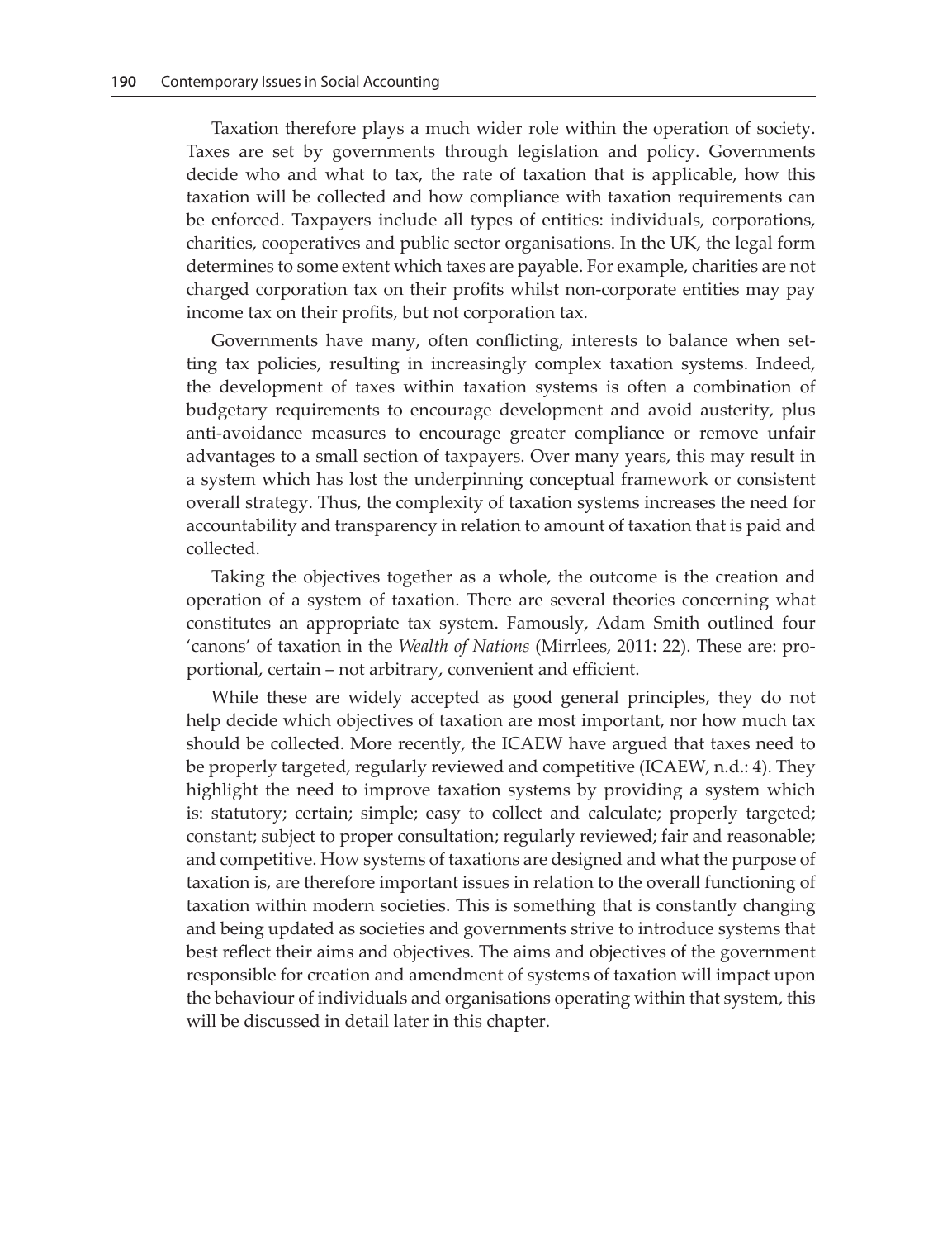Taxation therefore plays a much wider role within the operation of society. Taxes are set by governments through legislation and policy. Governments decide who and what to tax, the rate of taxation that is applicable, how this taxation will be collected and how compliance with taxation requirements can be enforced. Taxpayers include all types of entities: individuals, corporations, charities, cooperatives and public sector organisations. In the UK, the legal form determines to some extent which taxes are payable. For example, charities are not charged corporation tax on their profits whilst non-corporate entities may pay income tax on their profits, but not corporation tax.

Governments have many, often conflicting, interests to balance when setting tax policies, resulting in increasingly complex taxation systems. Indeed, the development of taxes within taxation systems is often a combination of budgetary requirements to encourage development and avoid austerity, plus anti-avoidance measures to encourage greater compliance or remove unfair advantages to a small section of taxpayers. Over many years, this may result in a system which has lost the underpinning conceptual framework or consistent overall strategy. Thus, the complexity of taxation systems increases the need for accountability and transparency in relation to amount of taxation that is paid and collected.

Taking the objectives together as a whole, the outcome is the creation and operation of a system of taxation. There are several theories concerning what constitutes an appropriate tax system. Famously, Adam Smith outlined four 'canons' of taxation in the *Wealth of Nations* (Mirrlees, 2011: 22). These are: proportional, certain – not arbitrary, convenient and efficient.

While these are widely accepted as good general principles, they do not help decide which objectives of taxation are most important, nor how much tax should be collected. More recently, the ICAEW have argued that taxes need to be properly targeted, regularly reviewed and competitive (ICAEW, n.d.: 4). They highlight the need to improve taxation systems by providing a system which is: statutory; certain; simple; easy to collect and calculate; properly targeted; constant; subject to proper consultation; regularly reviewed; fair and reasonable; and competitive. How systems of taxations are designed and what the purpose of taxation is, are therefore important issues in relation to the overall functioning of taxation within modern societies. This is something that is constantly changing and being updated as societies and governments strive to introduce systems that best reflect their aims and objectives. The aims and objectives of the government responsible for creation and amendment of systems of taxation will impact upon the behaviour of individuals and organisations operating within that system, this will be discussed in detail later in this chapter.